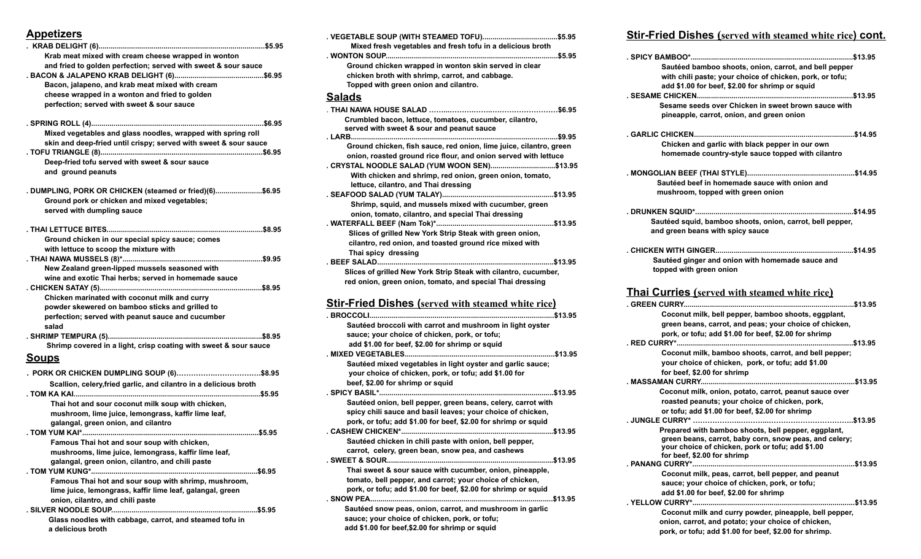## Appetizers

. KRAB DELIGHT (6)....$5.95
Krab meat mixed with cream cheese wrapped in wonton and fried to golden perfection; served with sweet & sour sauce

. BACON & JALAPENO KRAB DELIGHT (6)....$6.95
Bacon, jalapeno, and krab meat mixed with cream cheese wrapped in a wonton and fried to golden perfection; served with sweet & sour sauce

. SPRING ROLL (4)....$6.95
Mixed vegetables and glass noodles, wrapped with spring roll skin and deep-fried until crispy; served with sweet & sour sauce

. TOFU TRIANGLE (8)....$6.95
Deep-fried tofu served with sweet & sour sauce and ground peanuts

. DUMPLING, PORK OR CHICKEN (steamed or fried)(6)....$6.95
Ground pork or chicken and mixed vegetables; served with dumpling sauce

. THAI LETTUCE BITES....$8.95
Ground chicken in our special spicy sauce; comes with lettuce to scoop the mixture with

. THAI NAWA MUSSELS (8)*....$9.95
New Zealand green-lipped mussels seasoned with wine and exotic Thai herbs; served in homemade sauce

. CHICKEN SATAY (5)....$8.95
Chicken marinated with coconut milk and curry powder skewered on bamboo sticks and grilled to perfection; served with peanut sauce and cucumber salad

. SHRIMP TEMPURA (5)....$8.95
Shrimp covered in a light, crisp coating with sweet & sour sauce

## Soups

. PORK OR CHICKEN DUMPLING SOUP (6)....$8.95
Scallion, celery,fried garlic, and cilantro in a delicious broth

. TOM KA KAI....$5.95
Thai hot and sour coconut milk soup with chicken, mushroom, lime juice, lemongrass, kaffir lime leaf, galangal, green onion, and cilantro

. TOM YUM KAI*....$5.95
Famous Thai hot and sour soup with chicken, mushrooms, lime juice, lemongrass, kaffir lime leaf, galangal, green onion, cilantro, and chili paste

. TOM YUM KUNG*....$6.95
Famous Thai hot and sour soup with shrimp, mushroom, lime juice, lemongrass, kaffir lime leaf, galangal, green onion, cilantro, and chili paste

. SILVER NOODLE SOUP....$5.95
Glass noodles with cabbage, carrot, and steamed tofu in a delicious broth

. VEGETABLE SOUP (WITH STEAMED TOFU)....$5.95
Mixed fresh vegetables and fresh tofu in a delicious broth

. WONTON SOUP....$5.95
Ground chicken wrapped in wonton skin served in clear chicken broth with shrimp, carrot, and cabbage. Topped with green onion and cilantro.

## Salads

. THAI NAWA HOUSE SALAD....$6.95
Crumbled bacon, lettuce, tomatoes, cucumber, cilantro, served with sweet & sour and peanut sauce

. LARB....$9.95
Ground chicken, fish sauce, red onion, lime juice, cilantro, green onion, roasted ground rice flour, and onion served with lettuce

. CRYSTAL NOODLE SALAD (YUM WOON SEN)....$13.95
With chicken and shrimp, red onion, green onion, tomato, lettuce, cilantro, and Thai dressing

. SEAFOOD SALAD (YUM TALAY)....$13.95
Shrimp, squid, and mussels mixed with cucumber, green onion, tomato, cilantro, and special Thai dressing

. WATERFALL BEEF (Nam Tok)*....$13.95
Slices of grilled New York Strip Steak with green onion, cilantro, red onion, and toasted ground rice mixed with Thai spicy dressing

. BEEF SALAD....$13.95
Slices of grilled New York Strip Steak with cilantro, cucumber, red onion, green onion, tomato, and special Thai dressing

## Stir-Fried Dishes (served with steamed white rice)

. BROCCOLI....$13.95
Sautéed broccoli with carrot and mushroom in light oyster sauce; your choice of chicken, pork, or tofu; add $1.00 for beef, $2.00 for shrimp or squid

. MIXED VEGETABLES....$13.95
Sautéed mixed vegetables in light oyster and garlic sauce; your choice of chicken, pork, or tofu; add $1.00 for beef, $2.00 for shrimp or squid

. SPICY BASIL*....$13.95
Sautéed onion, bell pepper, green beans, celery, carrot with spicy chili sauce and basil leaves; your choice of chicken, pork, or tofu; add $1.00 for beef, $2.00 for shrimp or squid

. CASHEW CHICKEN*....$13.95
Sautéed chicken in chili paste with onion, bell pepper, carrot, celery, green bean, snow pea, and cashews

. SWEET & SOUR....$13.95
Thai sweet & sour sauce with cucumber, onion, pineapple, tomato, bell pepper, and carrot; your choice of chicken, pork, or tofu; add $1.00 for beef, $2.00 for shrimp or squid

. SNOW PEA....$13.95
Sautéed snow peas, onion, carrot, and mushroom in garlic sauce; your choice of chicken, pork, or tofu; add $1.00 for beef,$2.00 for shrimp or squid

## Stir-Fried Dishes (served with steamed white rice) cont.

. SPICY BAMBOO*....$13.95
Sautéed bamboo shoots, onion, carrot, and bell pepper with chili paste; your choice of chicken, pork, or tofu; add $1.00 for beef, $2.00 for shrimp or squid

. SESAME CHICKEN....$13.95
Sesame seeds over Chicken in sweet brown sauce with pineapple, carrot, onion, and green onion

. GARLIC CHICKEN....$14.95
Chicken and garlic with black pepper in our own homemade country-style sauce topped with cilantro

. MONGOLIAN BEEF (THAI STYLE)....$14.95
Sautéed beef in homemade sauce with onion and mushroom, topped with green onion

. DRUNKEN SQUID*....$14.95
Sautéed squid, bamboo shoots, onion, carrot, bell pepper, and green beans with spicy sauce

. CHICKEN WITH GINGER....$14.95
Sautéed ginger and onion with homemade sauce and topped with green onion

## Thai Curries (served with steamed white rice)

. GREEN CURRY....$13.95
Coconut milk, bell pepper, bamboo shoots, eggplant, green beans, carrot, and peas; your choice of chicken, pork, or tofu; add $1.00 for beef, $2.00 for shrimp

. RED CURRY*....$13.95
Coconut milk, bamboo shoots, carrot, and bell pepper; your choice of chicken, pork, or tofu; add $1.00 for beef, $2.00 for shrimp

. MASSAMAN CURRY....$13.95
Coconut milk, onion, potato, carrot, peanut sauce over roasted peanuts; your choice of chicken, pork, or tofu; add $1.00 for beef, $2.00 for shrimp

. JUNGLE CURRY*....$13.95
Prepared with bamboo shoots, bell pepper, eggplant, green beans, carrot, baby corn, snow peas, and celery; your choice of chicken, pork or tofu; add $1.00 for beef, $2.00 for shrimp

. PANANG CURRY*....$13.95
Coconut milk, peas, carrot, bell pepper, and peanut sauce; your choice of chicken, pork, or tofu; add $1.00 for beef, $2.00 for shrimp

. YELLOW CURRY*....$13.95
Coconut milk and curry powder, pineapple, bell pepper, onion, carrot, and potato; your choice of chicken, pork, or tofu; add $1.00 for beef, $2.00 for shrimp.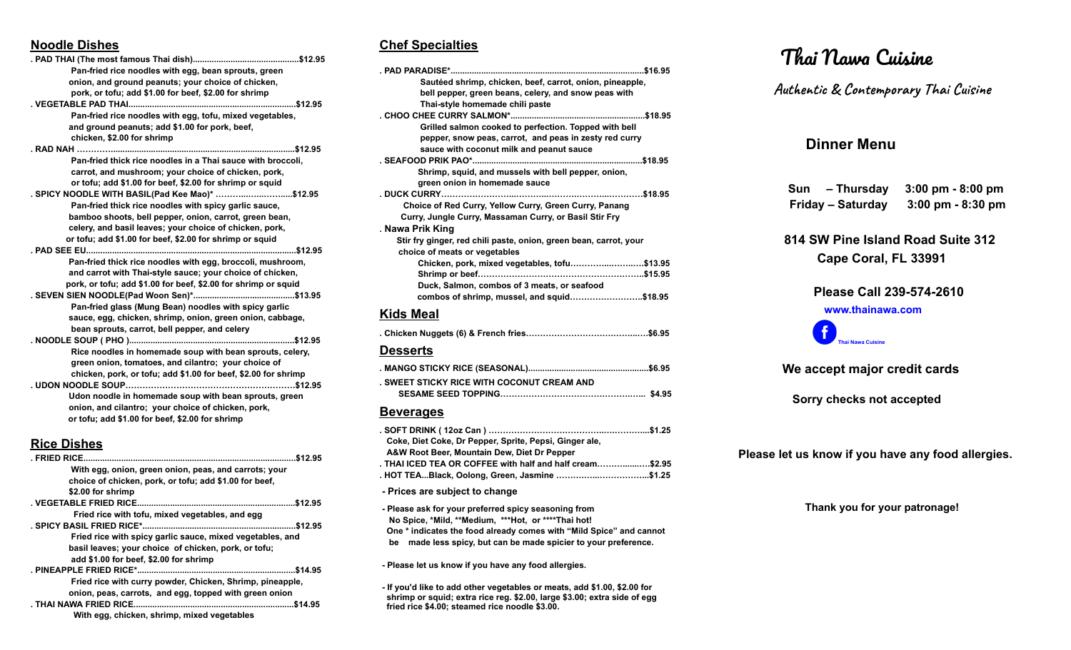## Noodle Dishes

**. PAD THAI (The most famous Thai dish)............................................$12.95**
Pan-fried rice noodles with egg, bean sprouts, green onion, and ground peanuts; your choice of chicken, pork, or tofu; add $1.00 for beef, $2.00 for shrimp

**. VEGETABLE PAD THAI......................................................................$12.95**
Pan-fried rice noodles with egg, tofu, mixed vegetables, and ground peanuts; add $1.00 for pork, beef, chicken, $2.00 for shrimp

**. RAD NAH ………….............................................................................$12.95**
Pan-fried thick rice noodles in a Thai sauce with broccoli, carrot, and mushroom; your choice of chicken, pork, or tofu; add $1.00 for beef, $2.00 for shrimp or squid

**. SPICY NOODLE WITH BASIL(Pad Kee Mao)* …………...……….....$12.95**
Pan-fried thick rice noodles with spicy garlic sauce, bamboo shoots, bell pepper, onion, carrot, green bean, celery, and basil leaves; your choice of chicken, pork, or tofu; add $1.00 for beef, $2.00 for shrimp or squid

**. PAD SEE EU.......................................................................................$12.95**
Pan-fried thick rice noodles with egg, broccoli, mushroom, and carrot with Thai-style sauce; your choice of chicken, pork, or tofu; add $1.00 for beef, $2.00 for shrimp or squid

**. SEVEN SIEN NOODLE(Pad Woon Sen)*...........................................$13.95**
Pan-fried glass (Mung Bean) noodles with spicy garlic sauce, egg, chicken, shrimp, onion, green onion, cabbage, bean sprouts, carrot, bell pepper, and celery

**. NOODLE SOUP ( PHO )......................................................................$12.95**
Rice noodles in homemade soup with bean sprouts, celery, green onion, tomatoes, and cilantro; your choice of chicken, pork, or tofu; add $1.00 for beef, $2.00 for shrimp

**. UDON NOODLE SOUP……………………………………………………$12.95**
Udon noodle in homemade soup with bean sprouts, green onion, and cilantro; your choice of chicken, pork, or tofu; add $1.00 for beef, $2.00 for shrimp

## Rice Dishes

**. FRIED RICE.........................................................................................$12.95**
With egg, onion, green onion, peas, and carrots; your choice of chicken, pork, or tofu; add $1.00 for beef, $2.00 for shrimp

**. VEGETABLE FRIED RICE..................................................................$12.95**
Fried rice with tofu, mixed vegetables, and egg

**. SPICY BASIL FRIED RICE*................................................................$12.95**
Fried rice with spicy garlic sauce, mixed vegetables, and basil leaves; your choice of chicken, pork, or tofu; add $1.00 for beef, $2.00 for shrimp

**. PINEAPPLE FRIED RICE*..................................................................$14.95**
Fried rice with curry powder, Chicken, Shrimp, pineapple, onion, peas, carrots, and egg, topped with green onion

**. THAI NAWA FRIED RICE...................................................................$14.95**
With egg, chicken, shrimp, mixed vegetables

## Chef Specialties

**. PAD PARADISE*................................................................................$16.95**
Sautéed shrimp, chicken, beef, carrot, onion, pineapple, bell pepper, green beans, celery, and snow peas with Thai-style homemade chili paste

**. CHOO CHEE CURRY SALMON*........................................................$18.95**
Grilled salmon cooked to perfection. Topped with bell pepper, snow peas, carrot, and peas in zesty red curry sauce with coconut milk and peanut sauce

**. SEAFOOD PRIK PAO*.......................................................................$18.95**
Shrimp, squid, and mussels with bell pepper, onion, green onion in homemade sauce

**. DUCK CURRY………………………..………...…………………...…………$18.95**
Choice of Red Curry, Yellow Curry, Green Curry, Panang Curry, Jungle Curry, Massaman Curry, or Basil Stir Fry

**. Nawa Prik King**
Stir fry ginger, red chili paste, onion, green bean, carrot, your choice of meats or vegetables
- Chicken, pork, mixed vegetables, tofu………….………….$13.95
- Shrimp or beef……………………………………………….$15.95
- Duck, Salmon, combos of 3 meats, or seafood combos of shrimp, mussel, and squid…………………….$18.95

## Kids Meal

**. Chicken Nuggets (6) & French fries……………………………….….$6.95**

## Desserts

**. MANGO STICKY RICE (SEASONAL)..................................................$6.95**

**. SWEET STICKY RICE WITH COCONUT CREAM AND SESAME SEED TOPPING…………………………………………... $4.95**

## Beverages

**. SOFT DRINK ( 12oz Can ) ……………………………….….…………...$1.25**
Coke, Diet Coke, Dr Pepper, Sprite, Pepsi, Ginger ale, A&W Root Beer, Mountain Dew, Diet Dr Pepper

**. THAI ICED TEA OR COFFEE with half and half cream……….....…$2.95**

**. HOT TEA...Black, Oolong, Green, Jasmine ……….…..……………...$1.25**

- Prices are subject to change

- Please ask for your preferred spicy seasoning from No Spice, *Mild, **Medium, ***Hot, or ****Thai hot! One * indicates the food already comes with "Mild Spice" and cannot be made less spicy, but can be made spicier to your preference.

- Please let us know if you have any food allergies.

- If you'd like to add other vegetables or meats, add $1.00, $2.00 for shrimp or squid; extra rice reg. $2.00, large $3.00; extra side of egg fried rice $4.00; steamed rice noodle $3.00.

# Thai Nawa Cuisine

*Authentic & Contemporary Thai Cuisine*

## Dinner Menu

Sun – Thursday 3:00 pm - 8:00 pm
Friday – Saturday 3:00 pm - 8:30 pm

**814 SW Pine Island Road Suite 312**
**Cape Coral, FL 33991**

**Please Call 239-574-2610**

www.thainawa.com

Thai Nawa Cuisine

**We accept major credit cards**

**Sorry checks not accepted**

**Please let us know if you have any food allergies.**

**Thank you for your patronage!**